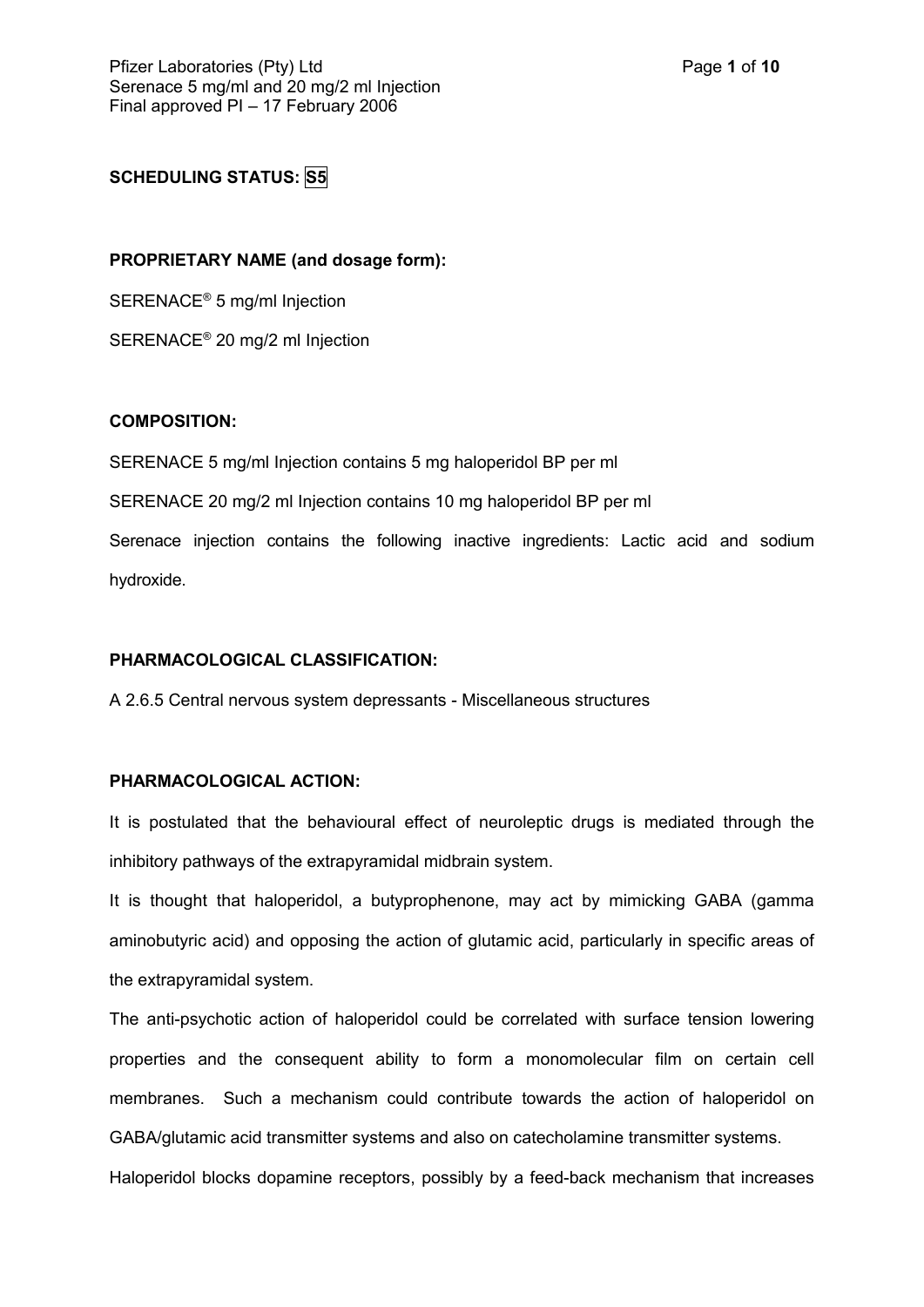**SCHEDULING STATUS:** S5

**PROPRIETARY NAME (and dosage form):**

SERENACE® 5 mg/ml Injection

SERENACE® 20 mg/2 ml Injection

**COMPOSITION:**

SERENACE 5 mg/ml Injection contains 5 mg haloperidol BP per ml

SERENACE 20 mg/2 ml Injection contains 10 mg haloperidol BP per ml

Serenace injection contains the following inactive ingredients: Lactic acid and sodium hydroxide.

**PHARMACOLOGICAL CLASSIFICATION:**

A 2.6.5 Central nervous system depressants - Miscellaneous structures

**PHARMACOLOGICAL ACTION:**

It is postulated that the behavioural effect of neuroleptic drugs is mediated through the inhibitory pathways of the extrapyramidal midbrain system.

It is thought that haloperidol, a butyprophenone, may act by mimicking GABA (gamma aminobutyric acid) and opposing the action of glutamic acid, particularly in specific areas of the extrapyramidal system.

The anti-psychotic action of haloperidol could be correlated with surface tension lowering properties and the consequent ability to form a monomolecular film on certain cell membranes. Such a mechanism could contribute towards the action of haloperidol on GABA/glutamic acid transmitter systems and also on catecholamine transmitter systems.

Haloperidol blocks dopamine receptors, possibly by a feed-back mechanism that increases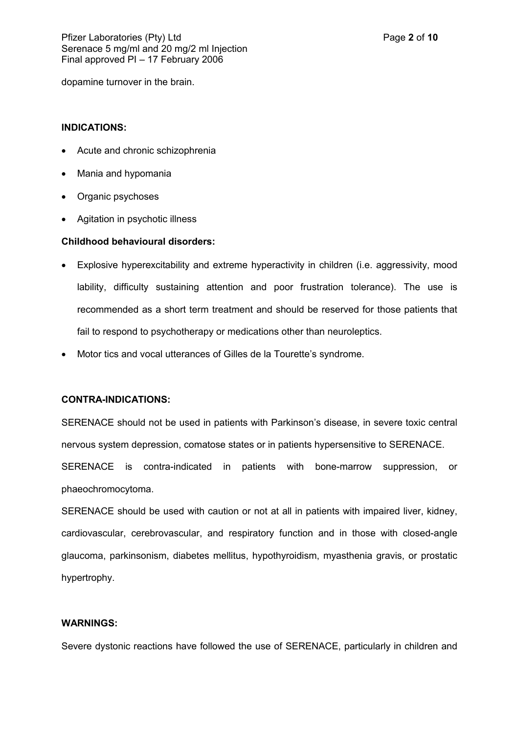dopamine turnover in the brain.

**INDICATIONS:**

- Acute and chronic schizophrenia
- Mania and hypomania
- Organic psychoses
- Agitation in psychotic illness

**Childhood behavioural disorders:**

- Explosive hyperexcitability and extreme hyperactivity in children (i.e. aggressivity, mood lability, difficulty sustaining attention and poor frustration tolerance). The use is recommended as a short term treatment and should be reserved for those patients that fail to respond to psychotherapy or medications other than neuroleptics.
- Motor tics and vocal utterances of Gilles de la Tourette's syndrome.

**CONTRA-INDICATIONS:**

SERENACE should not be used in patients with Parkinson's disease, in severe toxic central nervous system depression, comatose states or in patients hypersensitive to SERENACE.

SERENACE is contra-indicated in patients with bone-marrow suppression, or phaeochromocytoma.

SERENACE should be used with caution or not at all in patients with impaired liver, kidney, cardiovascular, cerebrovascular, and respiratory function and in those with closed-angle glaucoma, parkinsonism, diabetes mellitus, hypothyroidism, myasthenia gravis, or prostatic hypertrophy.

**WARNINGS:**

Severe dystonic reactions have followed the use of SERENACE, particularly in children and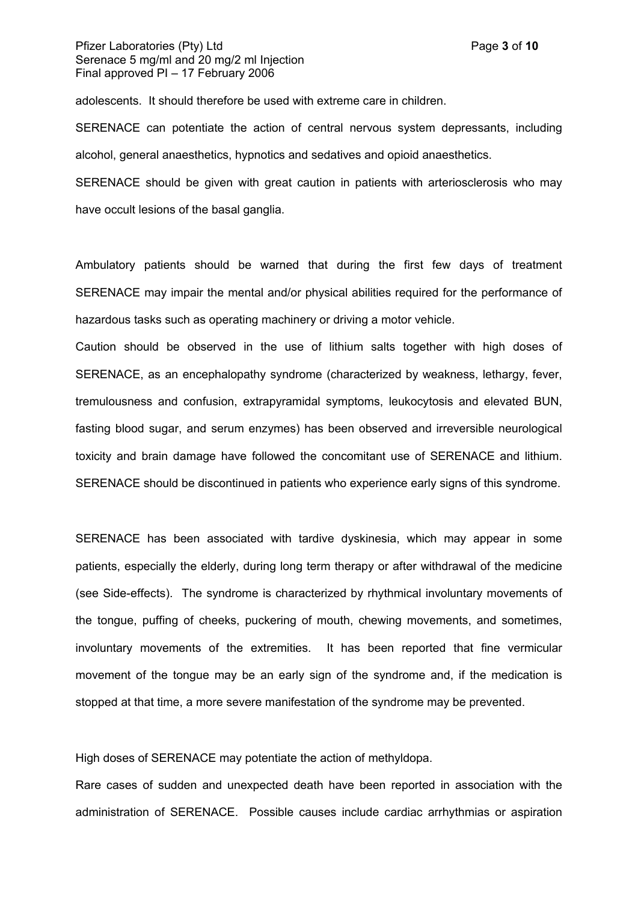adolescents. It should therefore be used with extreme care in children.

SERENACE can potentiate the action of central nervous system depressants, including alcohol, general anaesthetics, hypnotics and sedatives and opioid anaesthetics.

SERENACE should be given with great caution in patients with arteriosclerosis who may have occult lesions of the basal ganglia.

Ambulatory patients should be warned that during the first few days of treatment SERENACE may impair the mental and/or physical abilities required for the performance of hazardous tasks such as operating machinery or driving a motor vehicle.

Caution should be observed in the use of lithium salts together with high doses of SERENACE, as an encephalopathy syndrome (characterized by weakness, lethargy, fever, tremulousness and confusion, extrapyramidal symptoms, leukocytosis and elevated BUN, fasting blood sugar, and serum enzymes) has been observed and irreversible neurological toxicity and brain damage have followed the concomitant use of SERENACE and lithium. SERENACE should be discontinued in patients who experience early signs of this syndrome.

SERENACE has been associated with tardive dyskinesia, which may appear in some patients, especially the elderly, during long term therapy or after withdrawal of the medicine (see Side-effects). The syndrome is characterized by rhythmical involuntary movements of the tongue, puffing of cheeks, puckering of mouth, chewing movements, and sometimes, involuntary movements of the extremities. It has been reported that fine vermicular movement of the tongue may be an early sign of the syndrome and, if the medication is stopped at that time, a more severe manifestation of the syndrome may be prevented.

High doses of SERENACE may potentiate the action of methyldopa.

Rare cases of sudden and unexpected death have been reported in association with the administration of SERENACE. Possible causes include cardiac arrhythmias or aspiration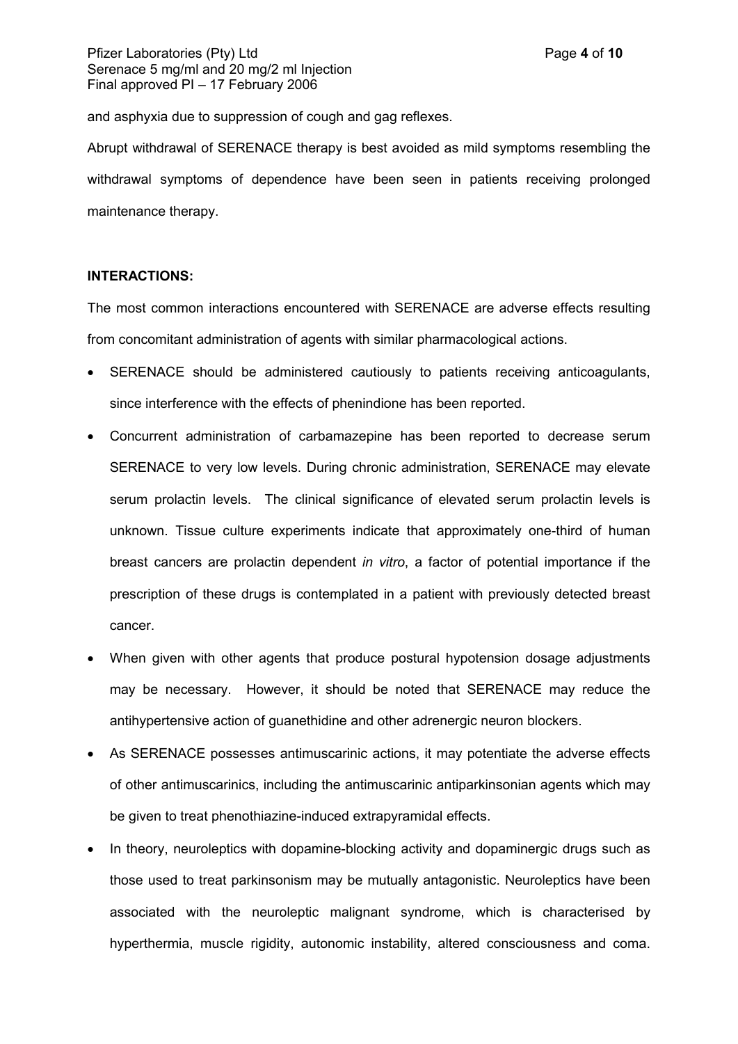and asphyxia due to suppression of cough and gag reflexes.

Abrupt withdrawal of SERENACE therapy is best avoided as mild symptoms resembling the withdrawal symptoms of dependence have been seen in patients receiving prolonged maintenance therapy.

**INTERACTIONS:**

The most common interactions encountered with SERENACE are adverse effects resulting from concomitant administration of agents with similar pharmacological actions.

- SERENACE should be administered cautiously to patients receiving anticoagulants, since interference with the effects of phenindione has been reported.
- Concurrent administration of carbamazepine has been reported to decrease serum SERENACE to very low levels. During chronic administration, SERENACE may elevate serum prolactin levels. The clinical significance of elevated serum prolactin levels is unknown. Tissue culture experiments indicate that approximately one-third of human breast cancers are prolactin dependent *in vitro*, a factor of potential importance if the prescription of these drugs is contemplated in a patient with previously detected breast cancer.
- When given with other agents that produce postural hypotension dosage adjustments may be necessary. However, it should be noted that SERENACE may reduce the antihypertensive action of guanethidine and other adrenergic neuron blockers.
- As SERENACE possesses antimuscarinic actions, it may potentiate the adverse effects of other antimuscarinics, including the antimuscarinic antiparkinsonian agents which may be given to treat phenothiazine-induced extrapyramidal effects.
- In theory, neuroleptics with dopamine-blocking activity and dopaminergic drugs such as those used to treat parkinsonism may be mutually antagonistic. Neuroleptics have been associated with the neuroleptic malignant syndrome, which is characterised by hyperthermia, muscle rigidity, autonomic instability, altered consciousness and coma.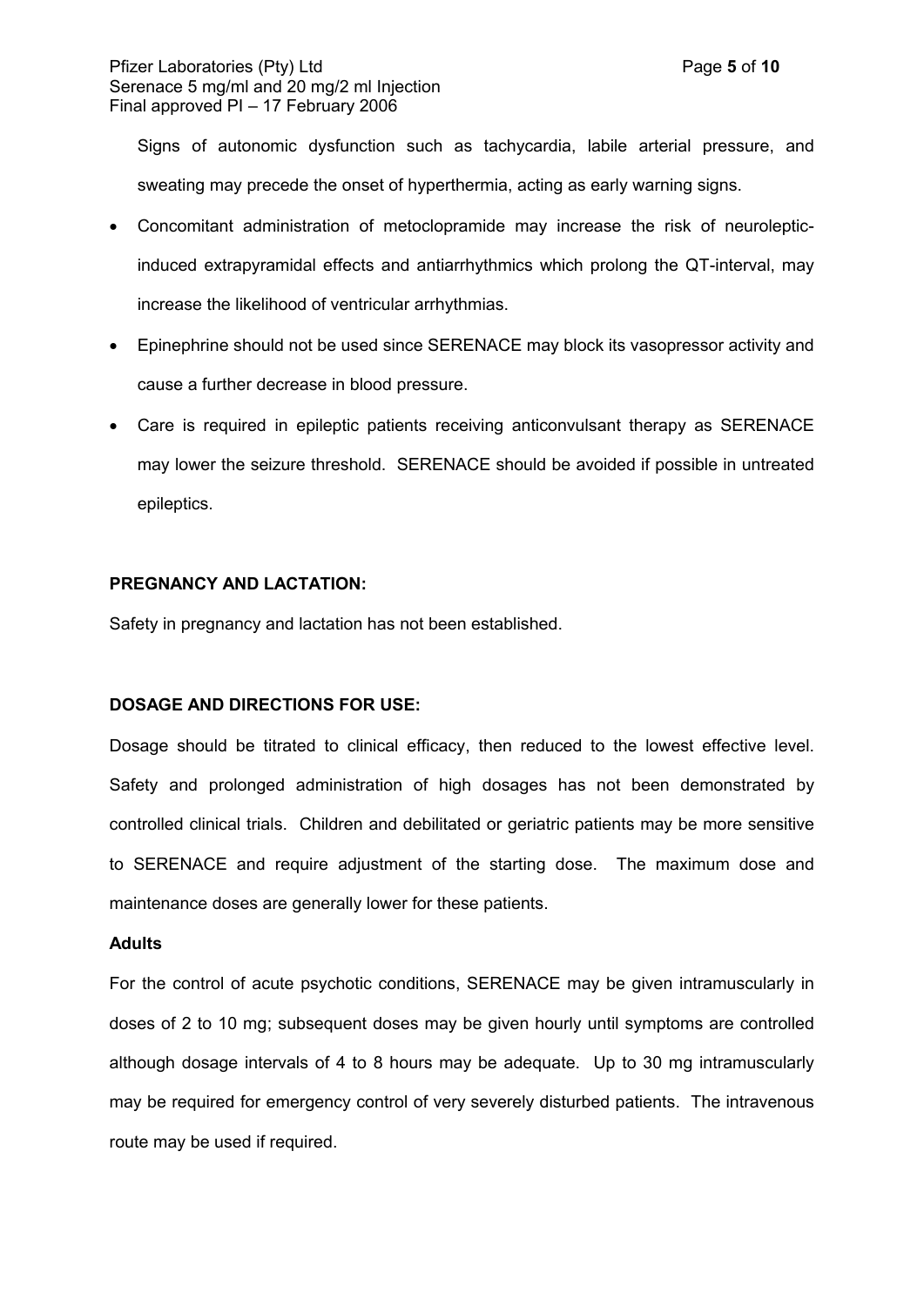Signs of autonomic dysfunction such as tachycardia, labile arterial pressure, and sweating may precede the onset of hyperthermia, acting as early warning signs.

- Concomitant administration of metoclopramide may increase the risk of neuroleptic-induced extrapyramidal effects and antiarrhythmics which prolong the QT-interval, may increase the likelihood of ventricular arrhythmias.
- Epinephrine should not be used since SERENACE may block its vasopressor activity and cause a further decrease in blood pressure.
- Care is required in epileptic patients receiving anticonvulsant therapy as SERENACE may lower the seizure threshold. SERENACE should be avoided if possible in untreated epileptics.

**PREGNANCY AND LACTATION:**

Safety in pregnancy and lactation has not been established.

**DOSAGE AND DIRECTIONS FOR USE:**

Dosage should be titrated to clinical efficacy, then reduced to the lowest effective level. Safety and prolonged administration of high dosages has not been demonstrated by controlled clinical trials. Children and debilitated or geriatric patients may be more sensitive to SERENACE and require adjustment of the starting dose. The maximum dose and maintenance doses are generally lower for these patients.

**Adults**

For the control of acute psychotic conditions, SERENACE may be given intramuscularly in doses of 2 to 10 mg; subsequent doses may be given hourly until symptoms are controlled although dosage intervals of 4 to 8 hours may be adequate. Up to 30 mg intramuscularly may be required for emergency control of very severely disturbed patients. The intravenous route may be used if required.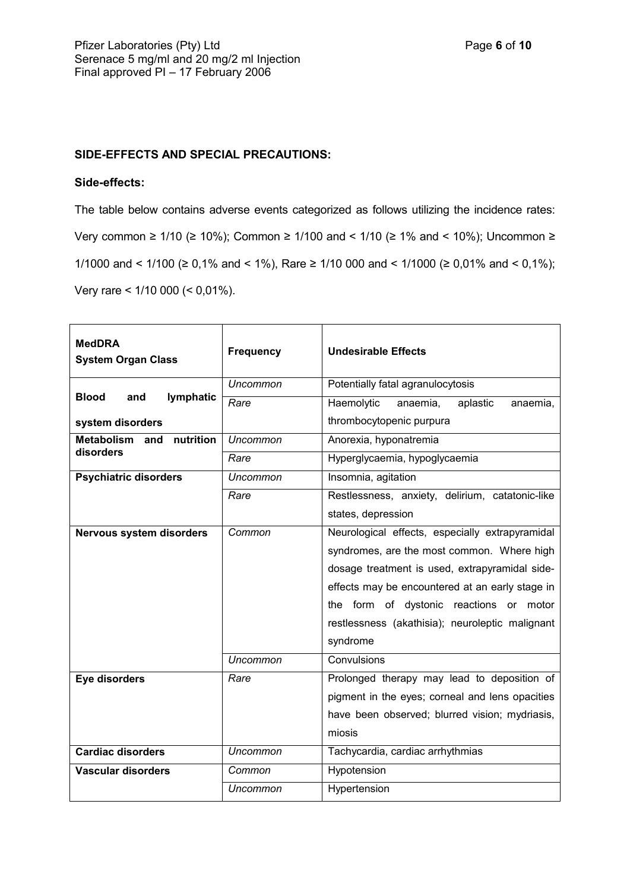## SIDE-EFFECTS AND SPECIAL PRECAUTIONS:

### Side-effects:

The table below contains adverse events categorized as follows utilizing the incidence rates: Very common ≥ 1/10 (≥ 10%); Common ≥ 1/100 and < 1/10 (≥ 1% and < 10%); Uncommon ≥ 1/1000 and < 1/100 (≥ 0,1% and < 1%), Rare ≥ 1/10 000 and < 1/1000 (≥ 0,01% and < 0,1%); Very rare < 1/10 000 (< 0,01%).

| MedDRA System Organ Class | Frequency | Undesirable Effects |
|---|---|---|
| **Blood and lymphatic system disorders** | *Uncommon* | Potentially fatal agranulocytosis |
| | *Rare* | Haemolytic anaemia, aplastic anaemia, thrombocytopenic purpura |
| **Metabolism and nutrition disorders** | *Uncommon* | Anorexia, hyponatremia |
| | *Rare* | Hyperglycaemia, hypoglycaemia |
| **Psychiatric disorders** | *Uncommon* | Insomnia, agitation |
| | *Rare* | Restlessness, anxiety, delirium, catatonic-like states, depression |
| **Nervous system disorders** | *Common* | Neurological effects, especially extrapyramidal syndromes, are the most common. Where high dosage treatment is used, extrapyramidal side-effects may be encountered at an early stage in the form of dystonic reactions or motor restlessness (akathisia); neuroleptic malignant syndrome |
| | *Uncommon* | Convulsions |
| **Eye disorders** | *Rare* | Prolonged therapy may lead to deposition of pigment in the eyes; corneal and lens opacities have been observed; blurred vision; mydriasis, miosis |
| **Cardiac disorders** | *Uncommon* | Tachycardia, cardiac arrhythmias |
| **Vascular disorders** | *Common* | Hypotension |
| | *Uncommon* | Hypertension |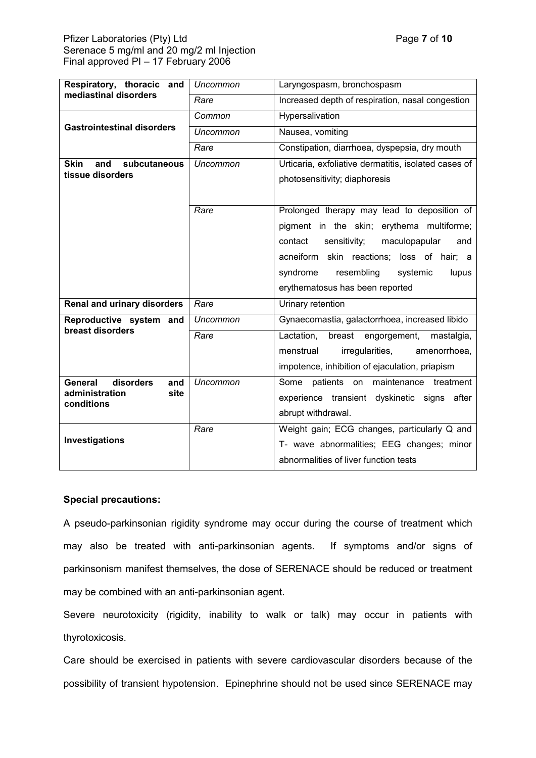| Respiratory, thoracic and mediastinal disorders | *Uncommon* | Laryngospasm, bronchospasm |
|---|---|---|
| | *Rare* | Increased depth of respiration, nasal congestion |
| **Gastrointestinal disorders** | *Common* | Hypersalivation |
| | *Uncommon* | Nausea, vomiting |
| | *Rare* | Constipation, diarrhoea, dyspepsia, dry mouth |
| **Skin and subcutaneous tissue disorders** | *Uncommon* | Urticaria, exfoliative dermatitis, isolated cases of photosensitivity; diaphoresis |
| | *Rare* | Prolonged therapy may lead to deposition of pigment in the skin; erythema multiforme; contact sensitivity; maculopapular and acneiform skin reactions; loss of hair; a syndrome resembling systemic lupus erythematosus has been reported |
| **Renal and urinary disorders** | *Rare* | Urinary retention |
| **Reproductive system and breast disorders** | *Uncommon* | Gynaecomastia, galactorrhoea, increased libido |
| | *Rare* | Lactation, breast engorgement, mastalgia, menstrual irregularities, amenorrhoea, impotence, inhibition of ejaculation, priapism |
| **General disorders and administration site conditions** | *Uncommon* | Some patients on maintenance treatment experience transient dyskinetic signs after abrupt withdrawal. |
| **Investigations** | *Rare* | Weight gain; ECG changes, particularly Q and T- wave abnormalities; EEG changes; minor abnormalities of liver function tests |

**Special precautions:**

A pseudo-parkinsonian rigidity syndrome may occur during the course of treatment which may also be treated with anti-parkinsonian agents. If symptoms and/or signs of parkinsonism manifest themselves, the dose of SERENACE should be reduced or treatment may be combined with an anti-parkinsonian agent.

Severe neurotoxicity (rigidity, inability to walk or talk) may occur in patients with thyrotoxicosis.

Care should be exercised in patients with severe cardiovascular disorders because of the possibility of transient hypotension. Epinephrine should not be used since SERENACE may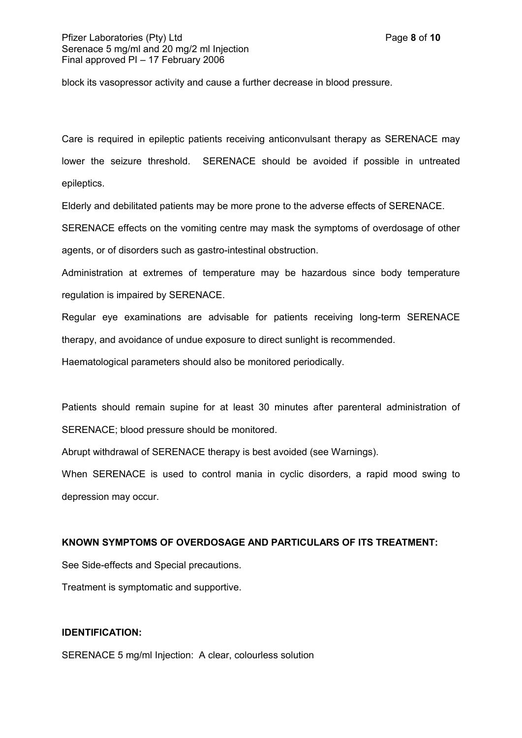block its vasopressor activity and cause a further decrease in blood pressure.

Care is required in epileptic patients receiving anticonvulsant therapy as SERENACE may lower the seizure threshold. SERENACE should be avoided if possible in untreated epileptics.

Elderly and debilitated patients may be more prone to the adverse effects of SERENACE.

SERENACE effects on the vomiting centre may mask the symptoms of overdosage of other agents, or of disorders such as gastro-intestinal obstruction.

Administration at extremes of temperature may be hazardous since body temperature regulation is impaired by SERENACE.

Regular eye examinations are advisable for patients receiving long-term SERENACE therapy, and avoidance of undue exposure to direct sunlight is recommended.

Haematological parameters should also be monitored periodically.

Patients should remain supine for at least 30 minutes after parenteral administration of SERENACE; blood pressure should be monitored.

Abrupt withdrawal of SERENACE therapy is best avoided (see Warnings).

When SERENACE is used to control mania in cyclic disorders, a rapid mood swing to depression may occur.

**KNOWN SYMPTOMS OF OVERDOSAGE AND PARTICULARS OF ITS TREATMENT:**

See Side-effects and Special precautions.

Treatment is symptomatic and supportive.

**IDENTIFICATION:**

SERENACE 5 mg/ml Injection: A clear, colourless solution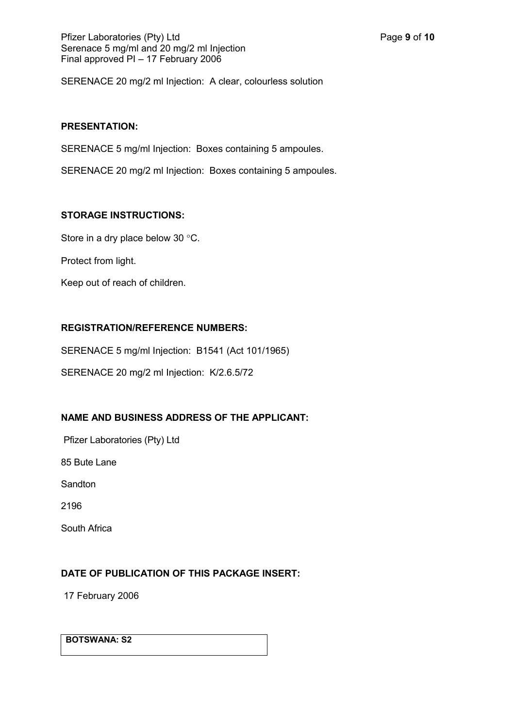SERENACE 20 mg/2 ml Injection: A clear, colourless solution

**PRESENTATION:**

SERENACE 5 mg/ml Injection: Boxes containing 5 ampoules.

SERENACE 20 mg/2 ml Injection: Boxes containing 5 ampoules.

**STORAGE INSTRUCTIONS:**

Store in a dry place below 30 °C.

Protect from light.

Keep out of reach of children.

**REGISTRATION/REFERENCE NUMBERS:**

SERENACE 5 mg/ml Injection: B1541 (Act 101/1965)

SERENACE 20 mg/2 ml Injection: K/2.6.5/72

**NAME AND BUSINESS ADDRESS OF THE APPLICANT:**

Pfizer Laboratories (Pty) Ltd

85 Bute Lane

Sandton

2196

South Africa

**DATE OF PUBLICATION OF THIS PACKAGE INSERT:**

17 February 2006

| **BOTSWANA: S2** |
|---|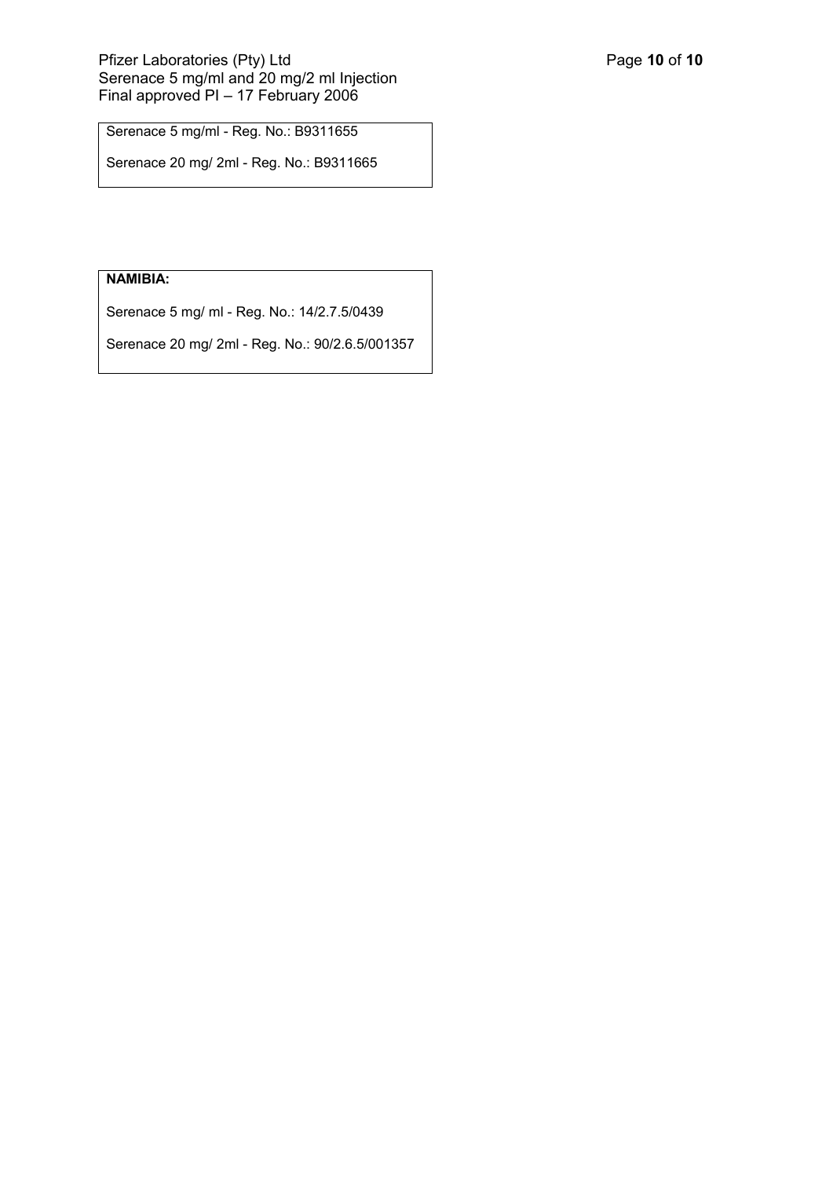Serenace 5 mg/ml - Reg. No.: B9311655

Serenace 20 mg/ 2ml - Reg. No.: B9311665

**NAMIBIA:**

Serenace 5 mg/ ml - Reg. No.: 14/2.7.5/0439

Serenace 20 mg/ 2ml - Reg. No.: 90/2.6.5/001357